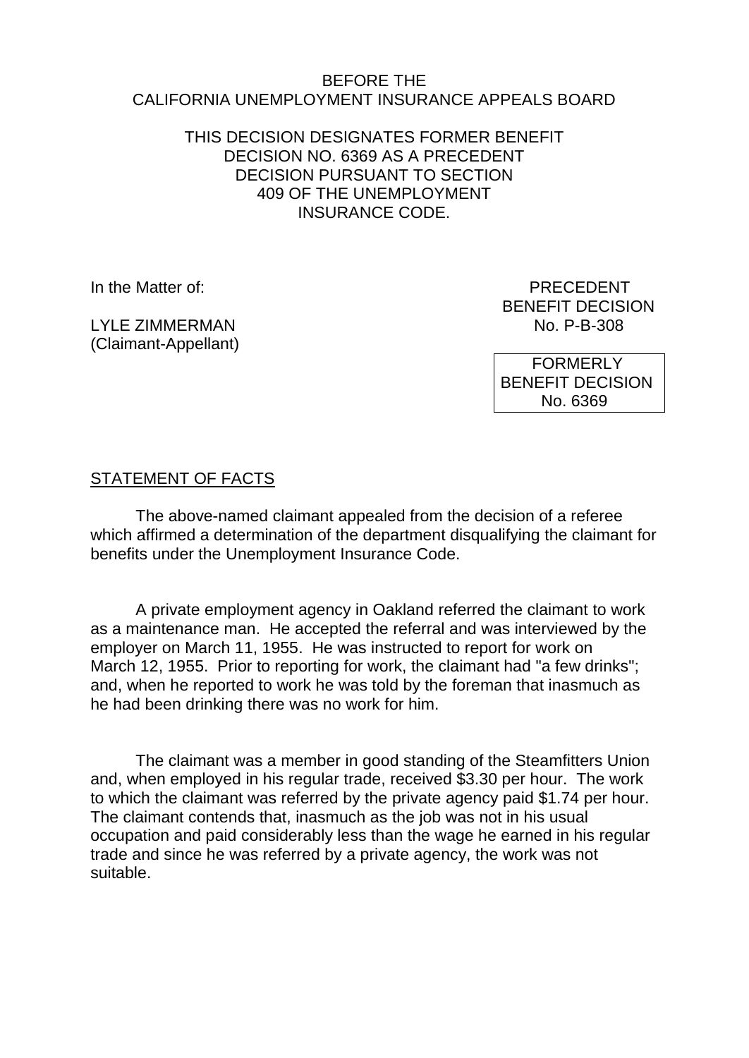BEFORE THE
CALIFORNIA UNEMPLOYMENT INSURANCE APPEALS BOARD

THIS DECISION DESIGNATES FORMER BENEFIT DECISION NO. 6369 AS A PRECEDENT DECISION PURSUANT TO SECTION 409 OF THE UNEMPLOYMENT INSURANCE CODE.

In the Matter of:

LYLE ZIMMERMAN
(Claimant-Appellant)

PRECEDENT
BENEFIT DECISION
No. P-B-308

FORMERLY
BENEFIT DECISION
No. 6369

STATEMENT OF FACTS

The above-named claimant appealed from the decision of a referee which affirmed a determination of the department disqualifying the claimant for benefits under the Unemployment Insurance Code.

A private employment agency in Oakland referred the claimant to work as a maintenance man. He accepted the referral and was interviewed by the employer on March 11, 1955. He was instructed to report for work on March 12, 1955. Prior to reporting for work, the claimant had "a few drinks"; and, when he reported to work he was told by the foreman that inasmuch as he had been drinking there was no work for him.

The claimant was a member in good standing of the Steamfitters Union and, when employed in his regular trade, received $3.30 per hour. The work to which the claimant was referred by the private agency paid $1.74 per hour. The claimant contends that, inasmuch as the job was not in his usual occupation and paid considerably less than the wage he earned in his regular trade and since he was referred by a private agency, the work was not suitable.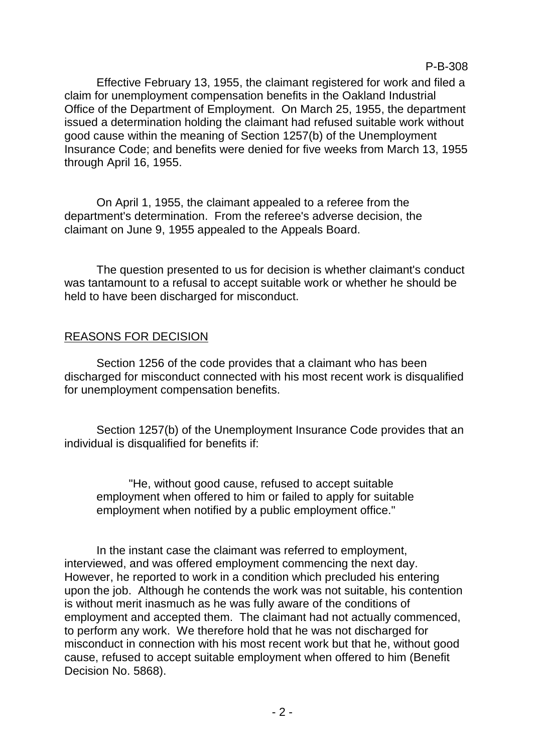Effective February 13, 1955, the claimant registered for work and filed a claim for unemployment compensation benefits in the Oakland Industrial Office of the Department of Employment. On March 25, 1955, the department issued a determination holding the claimant had refused suitable work without good cause within the meaning of Section 1257(b) of the Unemployment Insurance Code; and benefits were denied for five weeks from March 13, 1955 through April 16, 1955.

On April 1, 1955, the claimant appealed to a referee from the department's determination. From the referee's adverse decision, the claimant on June 9, 1955 appealed to the Appeals Board.

The question presented to us for decision is whether claimant's conduct was tantamount to a refusal to accept suitable work or whether he should be held to have been discharged for misconduct.

## REASONS FOR DECISION

Section 1256 of the code provides that a claimant who has been discharged for misconduct connected with his most recent work is disqualified for unemployment compensation benefits.

Section 1257(b) of the Unemployment Insurance Code provides that an individual is disqualified for benefits if:

> "He, without good cause, refused to accept suitable employment when offered to him or failed to apply for suitable employment when notified by a public employment office."

In the instant case the claimant was referred to employment, interviewed, and was offered employment commencing the next day. However, he reported to work in a condition which precluded his entering upon the job. Although he contends the work was not suitable, his contention is without merit inasmuch as he was fully aware of the conditions of employment and accepted them. The claimant had not actually commenced, to perform any work. We therefore hold that he was not discharged for misconduct in connection with his most recent work but that he, without good cause, refused to accept suitable employment when offered to him (Benefit Decision No. 5868).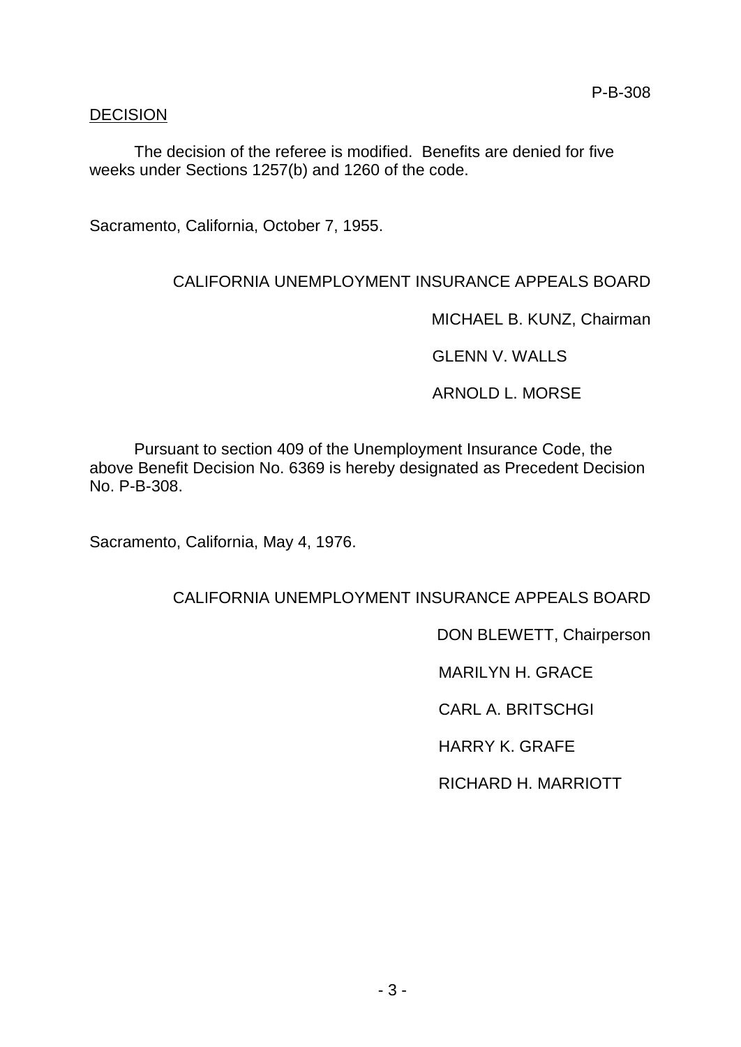P-B-308

DECISION

The decision of the referee is modified. Benefits are denied for five weeks under Sections 1257(b) and 1260 of the code.

Sacramento, California, October 7, 1955.

CALIFORNIA UNEMPLOYMENT INSURANCE APPEALS BOARD

MICHAEL B. KUNZ, Chairman

GLENN V. WALLS

ARNOLD L. MORSE

Pursuant to section 409 of the Unemployment Insurance Code, the above Benefit Decision No. 6369 is hereby designated as Precedent Decision No. P-B-308.

Sacramento, California, May 4, 1976.

CALIFORNIA UNEMPLOYMENT INSURANCE APPEALS BOARD

DON BLEWETT, Chairperson

MARILYN H. GRACE

CARL A. BRITSCHGI

HARRY K. GRAFE

RICHARD H. MARRIOTT